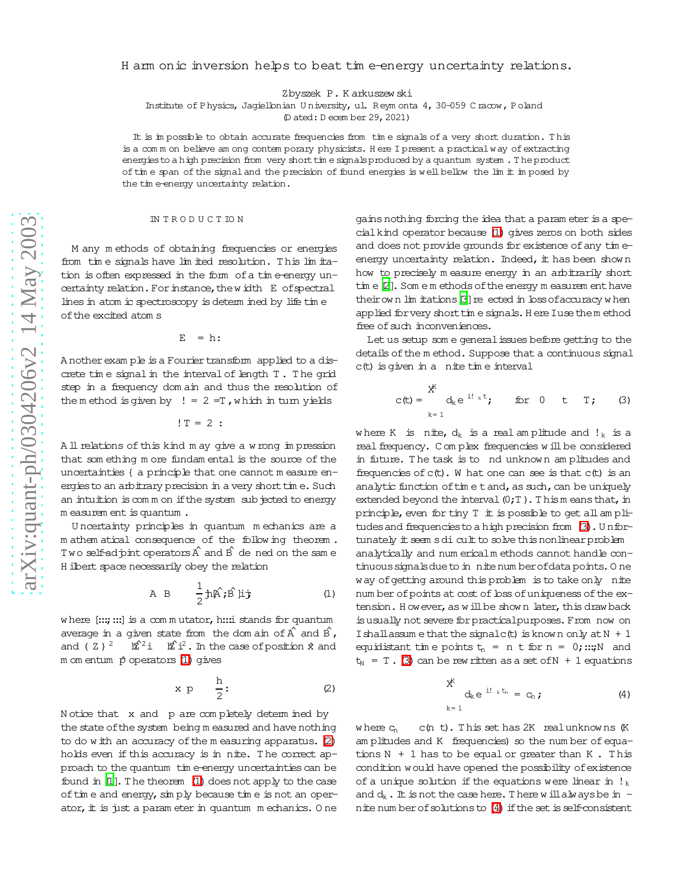# Harmonic inversion helps to beat time-energy uncertainty relations.

Zbyszek P. Karkuszewski

Institute of Physics, Jagiellonian University, ul. Reymonta 4, 30-059 Cracow, Poland

(Dated: December 29, 2021)

It is impossible to obtain accurate frequencies from time signals of a very short duration. This is a common believe among contemporary physicists. Here I present a practical way of extracting energies to a high precision from very short time signals produced by a quantum system. The product of time span of the signal and the precision of found energies is well bellow the limit imposed by the time-energy uncertainty relation.

## INTRODUCTION

Many methods of obtaining frequencies or energies from time signals have limited resolution. This limitation is often expressed in the form of a time-energy uncertainty relation. For instance, the width $\Delta E$ of spectral lines in atomic spectroscopy is determined by life time $\tau$ of the excited atoms

$$\Delta E\,\tau = h.$$

Another example is a Fourier transform applied to a discrete time signal in the interval of length $T$. The grid step in a frequency domain and thus the resolution of the method is given by $\Delta\omega = 2\pi/T$, which in turn yields

$$\Delta\omega T = 2\pi.$$

All relations of this kind may give a wrong impression that something more fundamental is the source of the uncertainties – a principle that one cannot measure energies to an arbitrary precision in a very short time. Such an intuition is common if the system subjected to energy measurement is quantum.

Uncertainty principles in quantum mechanics are a mathematical consequence of the following theorem. Two self-adjoint operators $\hat{A}$ and $\hat{B}$ defined on the same Hilbert space necessarily obey the relation

$$\Delta A\,\Delta B \geq \frac{1}{2}|\langle[\hat{A},\hat{B}]\rangle|, \tag{1}$$

where $[\ldots,\ldots]$ is a commutator, $\langle\ldots\rangle$ stands for quantum average in a given state from the domain of $\hat{A}$ and $\hat{B}$, and $(\Delta Z)^2 \equiv \langle\hat{Z}^2\rangle - \langle\hat{Z}\rangle^2$. In the case of position $\hat{x}$ and momentum $\hat{p}$ operators (1) gives

$$\Delta x\,\Delta p \geq \frac{h}{2}. \tag{2}$$

Notice that $\Delta x$ and $\Delta p$ are completely determined by the state of the system being measured and have nothing to do with an accuracy of the measuring apparatus. (2) holds even if this accuracy is infinite. The correct approach to the quantum time-energy uncertainties can be found in [1]. The theorem (1) does not apply to the case of time and energy, simply because time is not an operator, it is just a parameter in quantum mechanics. One gains nothing forcing the idea that a parameter is a special kind operator because (1) gives zeros on both sides and does not provide grounds for existence of any time-energy uncertainty relation. Indeed, it has been shown how to precisely measure energy in an arbitrarily short time [2]. Some methods of the energy measurement have their own limitations [3] reflected in loss of accuracy when applied for very short time signals. Here I use the method free of such inconveniences.

Let us setup some general issues before getting to the details of the method. Suppose that a continuous signal $c(t)$ is given in a finite time interval

$$c(t) = \sum_{k=1}^{K} d_k e^{-i\omega_k t}, \quad \text{for } 0 \leq t \leq T, \tag{3}$$

where $K$ is finite, $d_k$ is a real amplitude and $\omega_k$ is a real frequency. Complex frequencies will be considered in future. The task is to find unknown amplitudes and frequencies of $c(t)$. What one can see is that $c(t)$ is an analytic function of time $t$ and, as such, can be uniquely extended beyond the interval $(0,T)$. This means that, in principle, even for tiny $T$ it is possible to get all amplitudes and frequencies to a high precision from (3). Unfortunately it seems difficult to solve this nonlinear problem analytically and numerical methods cannot handle continuous signals due to infinite number of data points. One way of getting around this problem is to take only finite number of points at cost of loss of uniqueness of the extension. However, as will be shown later, this drawback is usually not severe for practical purposes. From now on I shall assume that the signal $c(t)$ is known only at $N+1$ equidistant time points $t_n = n\tau$ for $n = 0,\ldots,N$ and $t_N = T$. (3) can be rewritten as a set of $N+1$ equations

$$\sum_{k=1}^{K} d_k e^{-i\omega_k t_n} = c_n, \tag{4}$$

where $c_n \equiv c(n\tau)$. This set has $2K$ real unknowns ($K$ amplitudes and $K$ frequencies) so the number of equations $N+1$ has to be equal or greater than $K$. This condition would have opened the possibility of existence of a unique solution if the equations were linear in $\omega_k$ and $d_k$. It is not the case here. There will always be infinite number of solutions to (4) if the set is self-consistent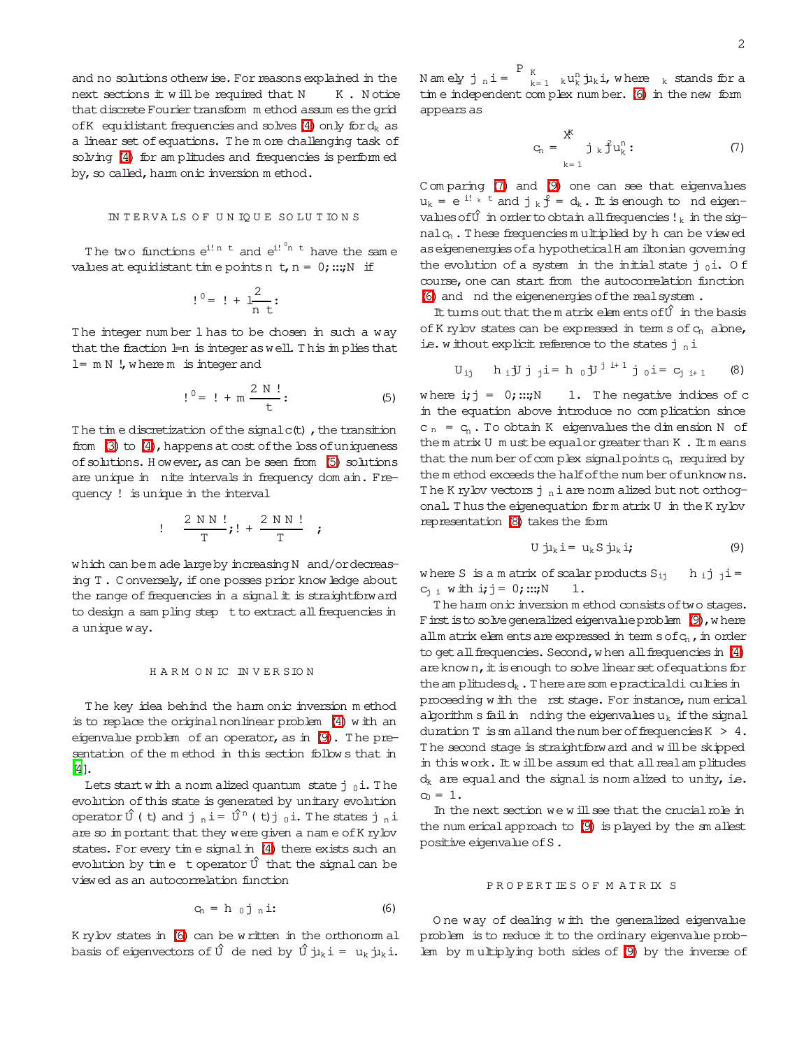and no solutions otherwise. For reasons explained in the next sections it will be required that $N \geq K$. Notice that discrete Fourier transform method assumes the grid of $K$ equidistant frequencies and solves (4) only for $d_k$ as a linear set of equations. The more challenging task of solving (4) for amplitudes and frequencies is performed by, so called, harmonic inversion method.

## INTERVALS OF UNIQUE SOLUTIONS

The two functions $e^{i\omega n\tau}$ and $e^{i\omega' n\tau}$ have the same values at equidistant time points $n\tau$, $n = 0,\ldots,N$ if

$$\omega' = \omega + l\frac{2\pi}{n\tau}.$$

The integer number $l$ has to be chosen in such a way that the fraction $l/n$ is integer as well. This implies that $l = mN!$, where $m$ is integer and

$$\omega' = \omega + m\frac{2\pi N!}{\tau}. \tag{5}$$

The time discretization of the signal $c(t)$, the transition from (3) to (4), happens at cost of the loss of uniqueness of solutions. However, as can be seen from (5) solutions are unique in finite intervals in frequency domain. Frequency $\omega$ is unique in the interval

$$\omega \in \left(\omega - \frac{2\pi N N!}{T}; \omega + \frac{2\pi N N!}{T}\right),$$

which can be made large by increasing $N$ and/or decreasing $T$. Conversely, if one posses prior knowledge about the range of frequencies in a signal it is straightforward to design a sampling step $\tau$ to extract all frequencies in a unique way.

## HARMONIC INVERSION

The key idea behind the harmonic inversion method is to replace the original nonlinear problem (4) with an eigenvalue problem of an operator, as in (9). The presentation of the method in this section follows that in [4].

Lets start with a normalized quantum state $|\psi_0\rangle$. The evolution of this state is generated by unitary evolution operator $\hat{U}(t)$ and $|\psi_n\rangle = \hat{U}^n(\tau)|\psi_0\rangle$. The states $|\psi_n\rangle$ are so important that they were given a name of Krylov states. For every time signal in (4) there exists such an evolution by time $\tau$ operator $\hat{U}$ that the signal can be viewed as an autocorrelation function

$$c_n = \langle\psi_0|\psi_n\rangle. \tag{6}$$

Krylov states in (6) can be written in the orthonormal basis of eigenvectors of $\hat{U}$ defined by $\hat{U}|u_k\rangle = u_k|u_k\rangle$. Namely $|\psi_n\rangle = \sum_{k=1}^{K}\beta_k u_k^n|u_k\rangle$, where $\beta_k$ stands for a time independent complex number. (6) in the new form appears as

$$c_n = \sum_{k=1}^{K}|\beta_k|^2 u_k^n. \tag{7}$$

Comparing (7) and (3) one can see that eigenvalues $u_k = e^{i\omega_k\tau}$ and $|\beta_k|^2 = d_k$. It is enough to find eigenvalues of $\hat{U}$ in order to obtain all frequencies $\omega_k$ in the signal $c_n$. These frequencies multiplied by $\hbar$ can be viewed as eigenenergies of a hypothetical Hamiltonian governing the evolution of a system in the initial state $|\psi_0\rangle$. Of course, one can start from the autocorrelation function (6) and find the eigenenergies of the real system.

It turns out that the matrix elements of $\hat{U}$ in the basis of Krylov states can be expressed in terms of $c_n$ alone, i.e. without explicit reference to the states $|\psi_n\rangle$

$$U_{ij} \equiv \langle\psi_i|\hat{U}|\psi_j\rangle = \langle\psi_0|\hat{U}^{j-i+1}|\psi_0\rangle = c_{j-i+1} \tag{8}$$

where $i,j = 0,\ldots,N-1$. The negative indices of $c$ in the equation above introduce no complication since $c_{-n} = c_n^*$. To obtain $K$ eigenvalues the dimension $N$ of the matrix $U$ must be equal or greater than $K$. It means that the number of complex signal points $c_n$ required by the method exceeds the half of the number of unknowns. The Krylov vectors $|\psi_n\rangle$ are normalized but not orthogonal. Thus the eigenequation for matrix $U$ in the Krylov representation (8) takes the form

$$U|u_k\rangle = u_k S|u_k\rangle, \tag{9}$$

where $S$ is a matrix of scalar products $S_{ij} \equiv \langle\psi_i|\psi_j\rangle = c_{j-i}$ with $i,j = 0,\ldots,N-1$.

The harmonic inversion method consists of two stages. First is to solve generalized eigenvalue problem (9), where all matrix elements are expressed in terms of $c_n$, in order to get all frequencies. Second, when all frequencies in (4) are known, it is enough to solve linear set of equations for the amplitudes $d_k$. There are some practical difficulties in proceeding with the first stage. For instance, numerical algorithms fail in finding the eigenvalues $u_k$ if the signal duration $T$ is small and the number of frequencies $K > 4$. The second stage is straightforward and will be skipped in this work. It will be assumed that all real amplitudes $d_k$ are equal and the signal is normalized to unity, i.e. $c_0 = 1$.

In the next section we will see that the crucial role in the numerical approach to (9) is played by the smallest positive eigenvalue of $S$.

## PROPERTIES OF MATRIX S

One way of dealing with the generalized eigenvalue problem is to reduce it to the ordinary eigenvalue problem by multiplying both sides of (9) by the inverse of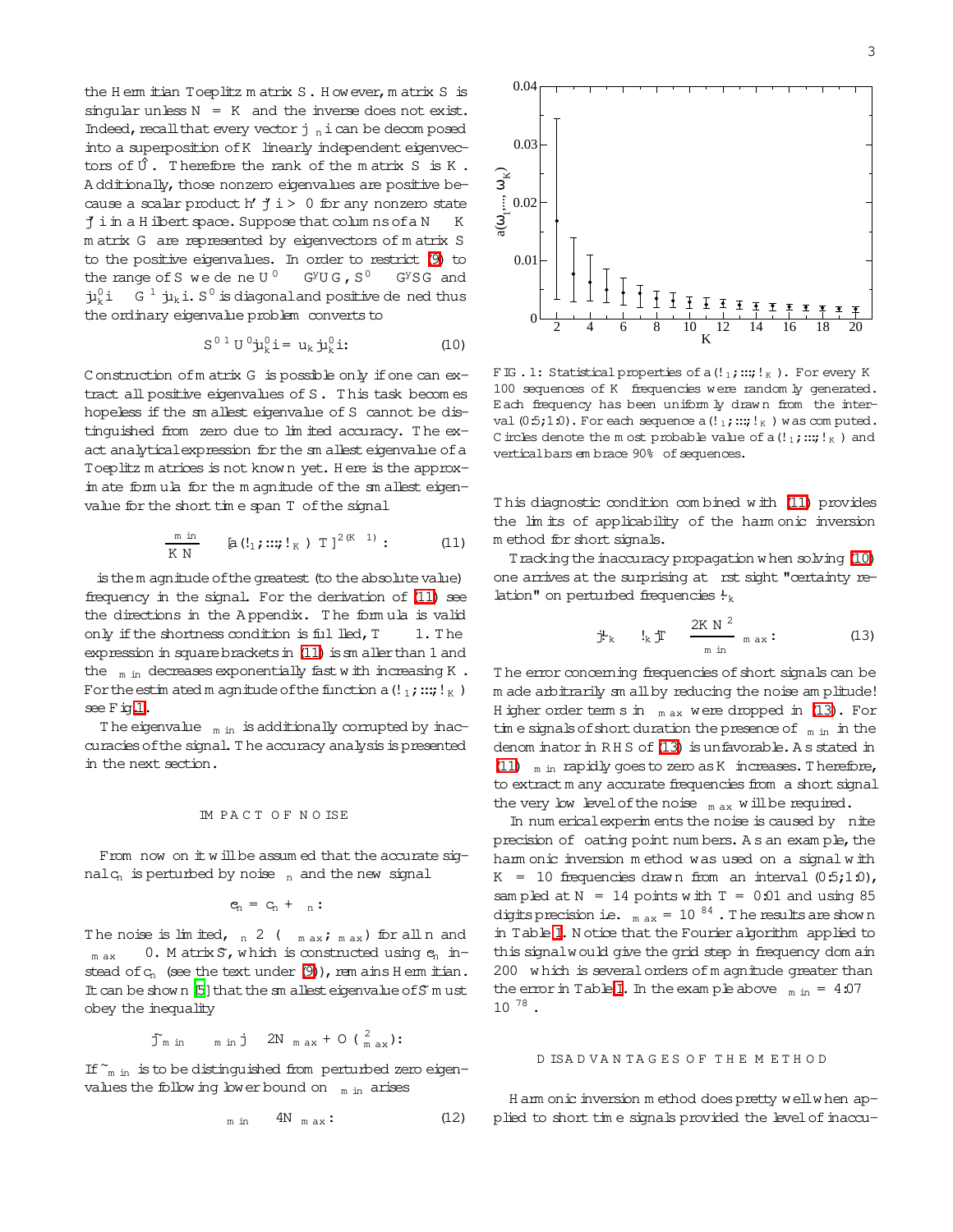the Hermitian Toeplitz matrix $S$. However, matrix $S$ is singular unless $N = K$ and the inverse does not exist. Indeed, recall that every vector $|\phi_n\rangle$ can be decomposed into a superposition of $K$ linearly independent eigenvectors of $\hat{U}$. Therefore the rank of the matrix $S$ is $K$. Additionally, those nonzero eigenvalues are positive because a scalar product $\langle\psi|\psi\rangle > 0$ for any nonzero state $|\psi\rangle$ in a Hilbert space. Suppose that columns of a $N \times K$ matrix $G$ are represented by eigenvectors of matrix $S$ to the positive eigenvalues. In order to restrict (9) to the range of $S$ we define $U' \equiv G^\dagger U G$, $S' \equiv G^\dagger S G$ and $|\mu_k'\rangle \equiv G^{-1}|\mu_k\rangle$. $S'$ is diagonal and positive defined thus the ordinary eigenvalue problem converts to

$$S'^{-1} U' |\mu_k'\rangle = u_k |\mu_k'\rangle. \tag{10}$$

Construction of matrix $G$ is possible only if one can extract all positive eigenvalues of $S$. This task becomes hopeless if the smallest eigenvalue of $S$ cannot be distinguished from zero due to limited accuracy. The exact analytical expression for the smallest eigenvalue of a Toeplitz matrices is not known yet. Here is the approximate formula for the magnitude of the smallest eigenvalue for the short time span $T$ of the signal

$$\frac{\lambda_{min}}{KN} \approx [a(\omega_1;\ldots;\omega_K)\,\Omega T]^{2(K-1)}. \tag{11}$$

$\Omega$ is the magnitude of the greatest (to the absolute value) frequency in the signal. For the derivation of (11) see the directions in the Appendix. The formula is valid only if the shortness condition is fulfilled, $\Omega T \ll 1$. The expression in square brackets in (11) is smaller than 1 and the $\lambda_{min}$ decreases exponentially fast with increasing $K$. For the estimated magnitude of the function $a(\omega_1;\ldots;\omega_K)$ see Fig.1.

The eigenvalue $\lambda_{min}$ is additionally corrupted by inaccuracies of the signal. The accuracy analysis is presented in the next section.

## IMPACT OF NOISE

From now on it will be assumed that the accurate signal $c_n$ is perturbed by noise $\epsilon_n$ and the new signal

$$\tilde{c}_n = c_n + \epsilon_n.$$

The noise is limited, $\epsilon_n \in (-\epsilon_{max};\epsilon_{max})$ for all $n$ and $\epsilon_{max} \ge 0$. Matrix $\tilde{S}$, which is constructed using $\tilde{c}_n$ instead of $c_n$ (see the text under (9)), remains Hermitian. It can be shown [5] that the smallest eigenvalue of $\tilde{S}$ must obey the inequality

$$|\tilde{\lambda}_{min} - \lambda_{min}| \le 2N\epsilon_{max} + O(\epsilon^2_{max}).$$

If $\tilde{\lambda}_{min}$ is to be distinguished from perturbed zero eigenvalues the following lower bound on $\lambda_{min}$ arises

$$\lambda_{min} \ge 4N\epsilon_{max}. \tag{12}$$

FIG. 1: Statistical properties of $a(\omega_1;\ldots;\omega_K)$. For every $K$ 100 sequences of $K$ frequencies were randomly generated. Each frequency has been uniformly drawn from the interval $(0.5;1.0)$. For each sequence $a(\omega_1;\ldots;\omega_K)$ was computed. Circles denote the most probable value of $a(\omega_1;\ldots;\omega_K)$ and vertical bars embrace 90% of sequences.

This diagnostic condition combined with (11) provides the limits of applicability of the harmonic inversion method for short signals.

Tracking the inaccuracy propagation when solving (10) one arrives at the surprising at first sight "certainty relation" on perturbed frequencies $\tilde{\omega}_k$

$$|\tilde{\omega}_k - \omega_k| T \lesssim \frac{2KN^2}{\lambda_{min}}\epsilon_{max}. \tag{13}$$

The error concerning frequencies of short signals can be made arbitrarily small by reducing the noise amplitude! Higher order terms in $\epsilon_{max}$ were dropped in (13). For time signals of short duration the presence of $\lambda_{min}$ in the denominator in RHS of (13) is unfavorable. As stated in (11) $\lambda_{min}$ rapidly goes to zero as $K$ increases. Therefore, to extract many accurate frequencies from a short signal the very low level of the noise $\epsilon_{max}$ will be required.

In numerical experiments the noise is caused by finite precision of floating point numbers. As an example, the harmonic inversion method was used on a signal with $K = 10$ frequencies drawn from an interval $(0.5;1.0)$, sampled at $N = 14$ points with $T = 0.01$ and using 85 digits precision i.e. $\epsilon_{max} = 10^{-84}$. The results are shown in Table I. Notice that the Fourier algorithm applied to this signal would give the grid step in frequency domain 200 which is several orders of magnitude greater than the error in Table I. In the example above $\lambda_{min} = 4.07 \cdot 10^{-78}$.

## DISADVANTAGES OF THE METHOD

Harmonic inversion method does pretty well when applied to short time signals provided the level of inaccu-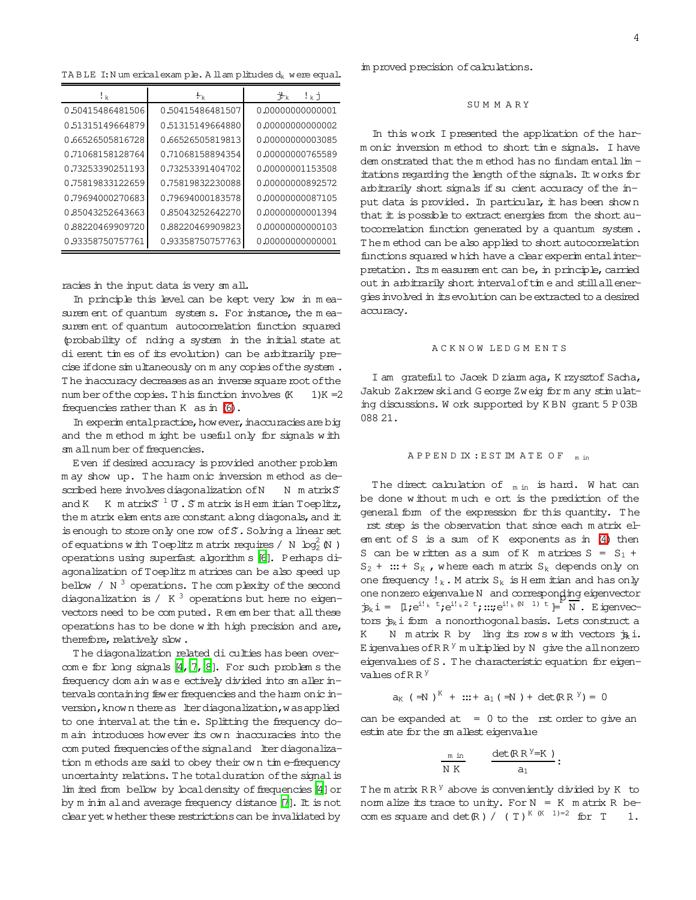TABLE I: Numerical example. All amplitudes $d_k$ were equal.

| $\omega_k$ | $\tilde{\omega}_k$ | $\lvert\tilde{\omega}_k - \omega_k\rvert$ |
|---|---|---|
| 0.50415486481506 | 0.50415486481507 | 0.00000000000001 |
| 0.51315149664879 | 0.51315149664880 | 0.00000000000002 |
| 0.66526505816728 | 0.66526505819813 | 0.00000000003085 |
| 0.71068158128764 | 0.71068158894354 | 0.00000000765589 |
| 0.73253390251193 | 0.73253391404702 | 0.00000001153508 |
| 0.75819833122659 | 0.75819832230088 | 0.00000000892572 |
| 0.79694000270683 | 0.79694000183578 | 0.00000000087105 |
| 0.85043252643663 | 0.85043252642270 | 0.00000000001394 |
| 0.88220469909720 | 0.88220469909823 | 0.00000000000103 |
| 0.93358750757761 | 0.93358750757763 | 0.00000000000001 |

racies in the input data is very small.

In principle this level can be kept very low in measurement of quantum systems. For instance, the measurement of quantum autocorrelation function squared (probability of finding a system in the initial state at different times of its evolution) can be arbitrarily precise if done simultaneously on many copies of the system. The inaccuracy decreases as an inverse square root of the number of the copies. This function involves $(K-1)K/2$ frequencies rather than $K$ as in (6).

In experimental practice, however, inaccuracies are big and the method might be useful only for signals with small number of frequencies.

Even if desired accuracy is provided another problem may show up. The harmonic inversion method as described here involves diagonalization of $N\times N$ matrix $\tilde{S}$ and $K\times K$ matrix $\tilde{S}^{-1}\tilde{U}$. $\tilde{S}$ matrix is Hermitian Toeplitz, the matrix elements are constant along diagonals, and it is enough to store only one row of $\tilde{S}$. Solving a linear set of equations with Toeplitz matrix requires $\propto N\log_2^2(N)$ operations using superfast algorithms [6]. Perhaps diagonalization of Toeplitz matrices can be also speed up bellow $\propto N^3$ operations. The complexity of the second diagonalization is $\propto K^3$ operations but here no eigenvectors need to be computed. Remember that all these operations has to be done with high precision and are, therefore, relatively slow.

The diagonalization related difficulties has been overcome for long signals [4, 7, 8]. For such problems the frequency domain was effectively divided into smaller intervals containing fewer frequencies and the harmonic inversion, known there as filter diagonalization, was applied to one interval at the time. Splitting the frequency domain introduces however its own inaccuracies into the computed frequencies of the signal and filter diagonalization methods are said to obey their own time-frequency uncertainty relations. The total duration of the signal is limited from bellow by local density of frequencies [4] or by minimal and average frequency distance [7]. It is not clear yet whether these restrictions can be invalidated by improved precision of calculations.

## SUMMARY

In this work I presented the application of the harmonic inversion method to short time signals. I have demonstrated that the method has no fundamental limitations regarding the length of the signals. It works for arbitrarily short signals if sufficient accuracy of the input data is provided. In particular, it has been shown that it is possible to extract energies from the short autocorrelation function generated by a quantum system. The method can be also applied to short autocorrelation functions squared which have a clear experimental interpretation. Its measurement can be, in principle, carried out in arbitrarily short interval of time and still all energies involved in its evolution can be extracted to a desired accuracy.

## ACKNOWLEDGMENTS

I am grateful to Jacek Dziarmaga, Krzysztof Sacha, Jakub Zakrzewski and George Zweig for many stimulating discussions. Work supported by KBN grant 5 P03B 088 21.

## APPENDIX: ESTIMATE OF $\lambda_{min}$

The direct calculation of $\lambda_{min}$ is hard. What can be done without much effort is the prediction of the general form of the expression for this quantity. The first step is the observation that since each matrix element of $S$ is a sum of $K$ exponents as in (4) then $S$ can be written as a sum of $K$ matrices $S = S_1 + S_2 + \dots + S_K$, where each matrix $S_k$ depends only on one frequency $\omega_k$. Matrix $S_k$ is Hermitian and has only one nonzero eigenvalue $N$ and corresponding eigenvector $|s_k\rangle = [1, e^{i\omega_k\tau}, e^{i\omega_k 2\tau}, \dots, e^{i\omega_k(N-1)\tau}]/\sqrt{N}$. Eigenvectors $|s_k\rangle$ form a nonorthogonal basis. Lets construct a $K\times N$ matrix $R$ by filling its rows with vectors $|s_k\rangle$. Eigenvalues of $RR^\dagger$ multiplied by $N$ give the all nonzero eigenvalues of $S$. The characteristic equation for eigenvalues of $RR^\dagger$

$$a_K(\lambda/N)^K + \dots + a_1(\lambda/N) + \det(RR^\dagger) = 0$$

can be expanded at $\lambda = 0$ to the first order to give an estimate for the smallest eigenvalue

$$\frac{\lambda_{min}}{NK} \approx \frac{\det(RR^\dagger/K)}{a_1}.$$

The matrix $RR^\dagger$ above is conveniently divided by $K$ to normalize its trace to unity. For $N = K$ matrix $R$ becomes square and $\det(R) \propto (\tau)^{K(K-1)/2}$ for $T \ll 1$.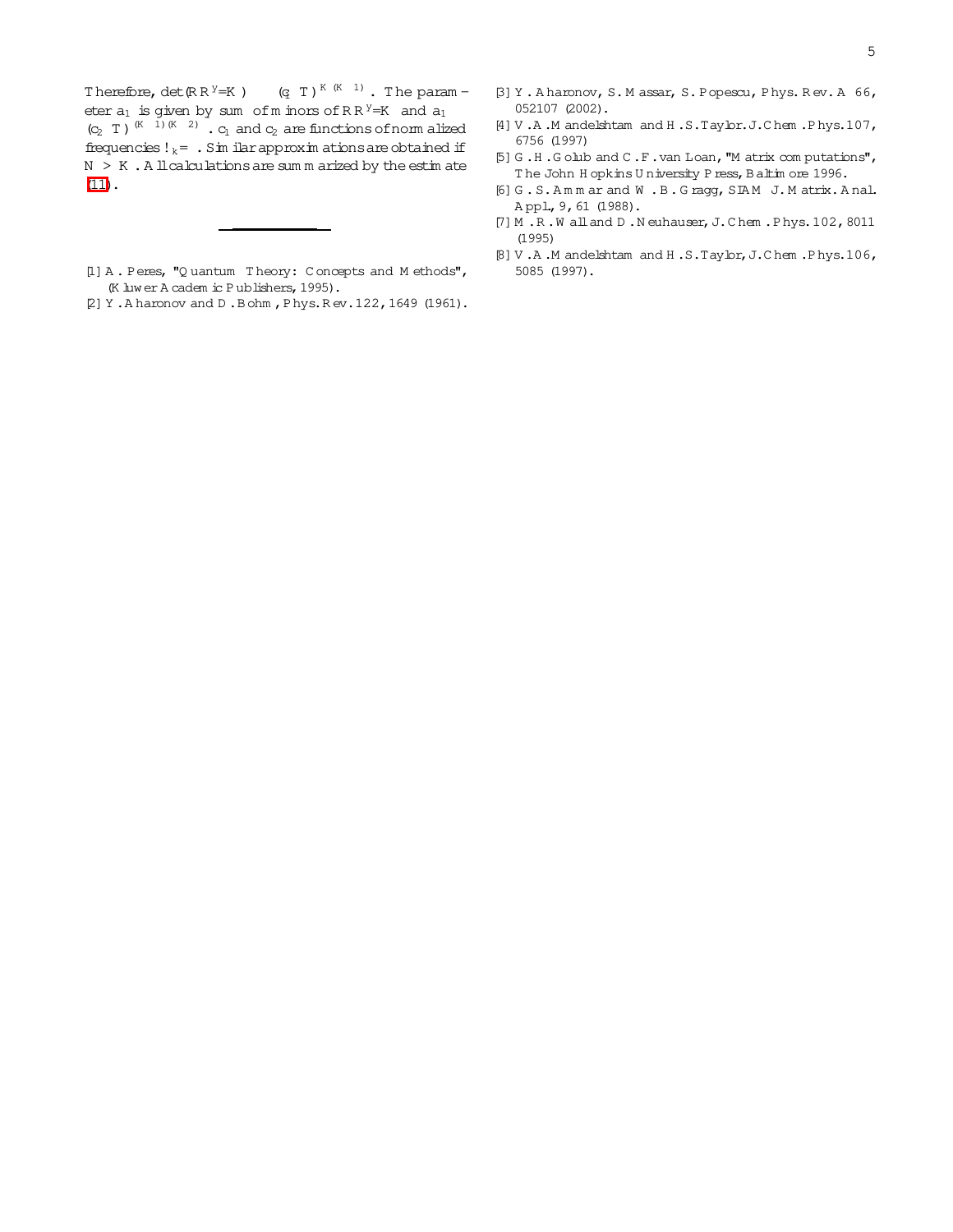Therefore, $\det(RR^{\dagger}/K) \approx (c_1 T)^{K(K-1)}$. The parameter $a_1$ is given by sum of minors of $RR^{\dagger}/K$ and $a_1 \approx (c_2 T)^{(K-1)(K-2)}$. $c_1$ and $c_2$ are functions of normalized frequencies $\omega_k/\pi$. Similar approximations are obtained if $N > K$. All calculations are summarized by the estimate (11).

---

[1] A. Peres, "Quantum Theory: Concepts and Methods", (Kluwer Academic Publishers, 1995).

[2] Y. Aharonov and D. Bohm, Phys. Rev. 122, 1649 (1961).

[3] Y. Aharonov, S. Massar, S. Popescu, Phys. Rev. A 66, 052107 (2002).

[4] V. A. Mandelshtam and H. S. Taylor. J. Chem. Phys. 107, 6756 (1997)

[5] G. H. Golub and C. F. van Loan, "Matrix computations", The John Hopkins University Press, Baltimore 1996.

[6] G. S. Ammar and W. B. Gragg, SIAM J. Matrix. Anal. Appl., 9, 61 (1988).

[7] M. R. Wall and D. Neuhauser, J. Chem. Phys. 102, 8011 (1995)

[8] V. A. Mandelshtam and H. S. Taylor, J. Chem. Phys. 106, 5085 (1997).